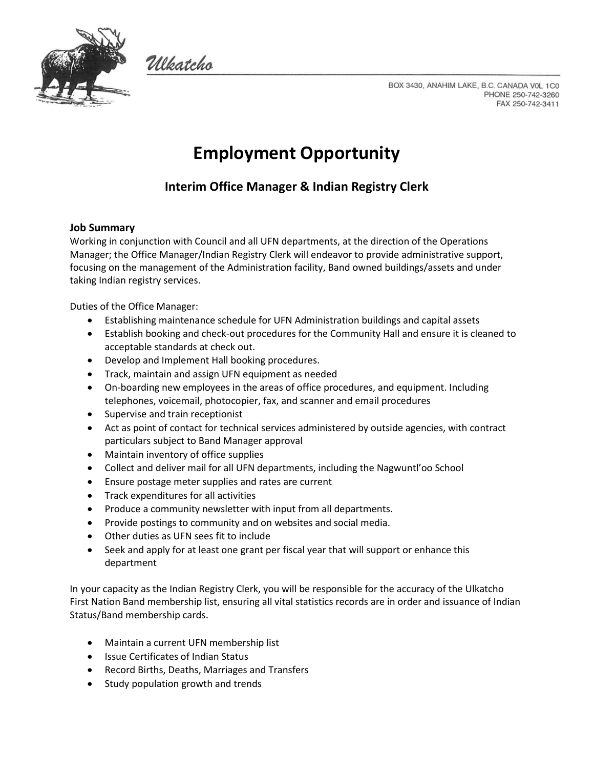Ulkatcho

BOX 3430, ANAHIM LAKE, B.C. CANADA V0L 1C0
PHONE 250-742-3260
FAX 250-742-3411

# Employment Opportunity

## Interim Office Manager & Indian Registry Clerk

**Job Summary**

Working in conjunction with Council and all UFN departments, at the direction of the Operations Manager; the Office Manager/Indian Registry Clerk will endeavor to provide administrative support, focusing on the management of the Administration facility, Band owned buildings/assets and under taking Indian registry services.

Duties of the Office Manager:

- Establishing maintenance schedule for UFN Administration buildings and capital assets
- Establish booking and check-out procedures for the Community Hall and ensure it is cleaned to acceptable standards at check out.
- Develop and Implement Hall booking procedures.
- Track, maintain and assign UFN equipment as needed
- On-boarding new employees in the areas of office procedures, and equipment. Including telephones, voicemail, photocopier, fax, and scanner and email procedures
- Supervise and train receptionist
- Act as point of contact for technical services administered by outside agencies, with contract particulars subject to Band Manager approval
- Maintain inventory of office supplies
- Collect and deliver mail for all UFN departments, including the Nagwuntl'oo School
- Ensure postage meter supplies and rates are current
- Track expenditures for all activities
- Produce a community newsletter with input from all departments.
- Provide postings to community and on websites and social media.
- Other duties as UFN sees fit to include
- Seek and apply for at least one grant per fiscal year that will support or enhance this department

In your capacity as the Indian Registry Clerk, you will be responsible for the accuracy of the Ulkatcho First Nation Band membership list, ensuring all vital statistics records are in order and issuance of Indian Status/Band membership cards.

- Maintain a current UFN membership list
- Issue Certificates of Indian Status
- Record Births, Deaths, Marriages and Transfers
- Study population growth and trends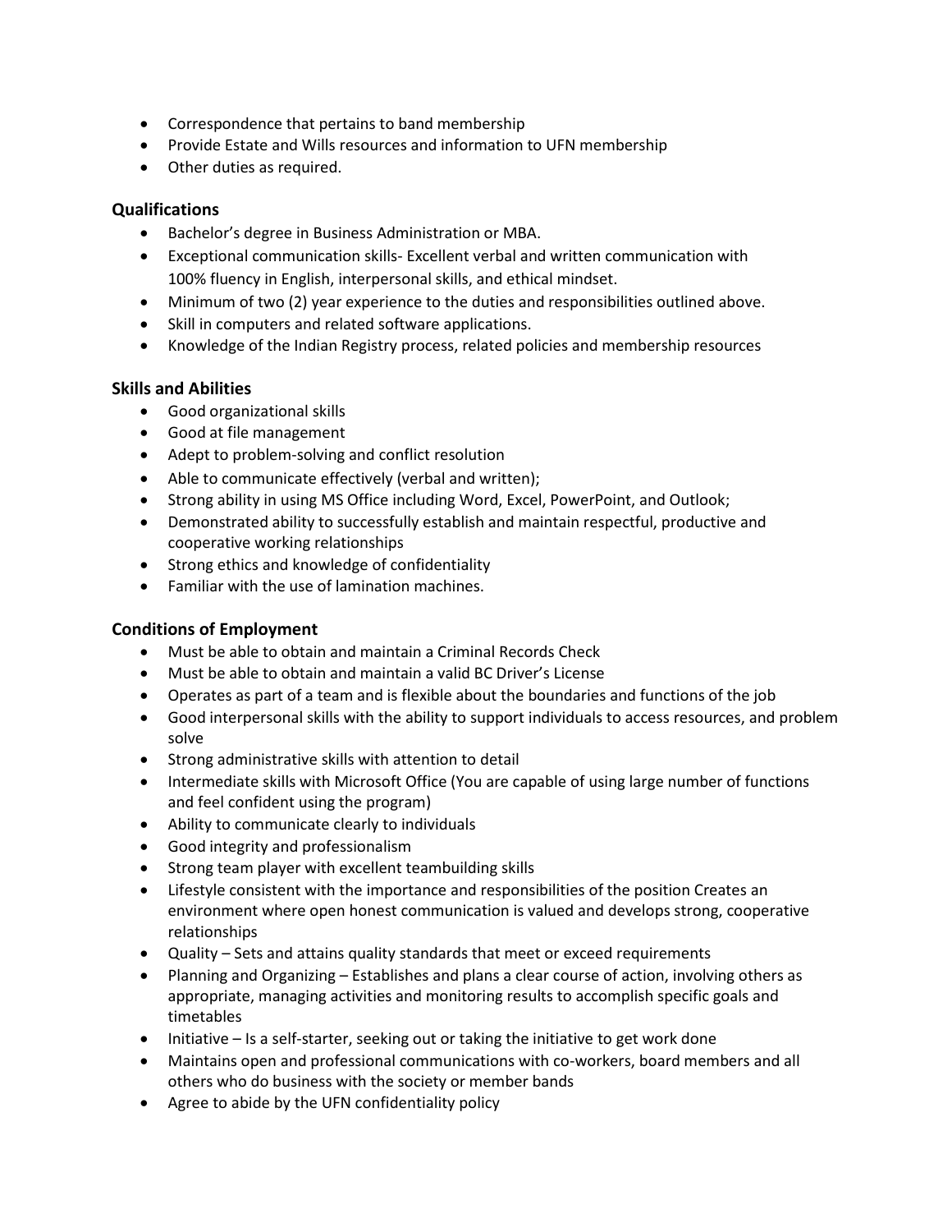- Correspondence that pertains to band membership
- Provide Estate and Wills resources and information to UFN membership
- Other duties as required.

### Qualifications

- Bachelor's degree in Business Administration or MBA.
- Exceptional communication skills- Excellent verbal and written communication with 100% fluency in English, interpersonal skills, and ethical mindset.
- Minimum of two (2) year experience to the duties and responsibilities outlined above.
- Skill in computers and related software applications.
- Knowledge of the Indian Registry process, related policies and membership resources

### Skills and Abilities

- Good organizational skills
- Good at file management
- Adept to problem-solving and conflict resolution
- Able to communicate effectively (verbal and written);
- Strong ability in using MS Office including Word, Excel, PowerPoint, and Outlook;
- Demonstrated ability to successfully establish and maintain respectful, productive and cooperative working relationships
- Strong ethics and knowledge of confidentiality
- Familiar with the use of lamination machines.

### Conditions of Employment

- Must be able to obtain and maintain a Criminal Records Check
- Must be able to obtain and maintain a valid BC Driver's License
- Operates as part of a team and is flexible about the boundaries and functions of the job
- Good interpersonal skills with the ability to support individuals to access resources, and problem solve
- Strong administrative skills with attention to detail
- Intermediate skills with Microsoft Office (You are capable of using large number of functions and feel confident using the program)
- Ability to communicate clearly to individuals
- Good integrity and professionalism
- Strong team player with excellent teambuilding skills
- Lifestyle consistent with the importance and responsibilities of the position Creates an environment where open honest communication is valued and develops strong, cooperative relationships
- Quality – Sets and attains quality standards that meet or exceed requirements
- Planning and Organizing – Establishes and plans a clear course of action, involving others as appropriate, managing activities and monitoring results to accomplish specific goals and timetables
- Initiative – Is a self-starter, seeking out or taking the initiative to get work done
- Maintains open and professional communications with co-workers, board members and all others who do business with the society or member bands
- Agree to abide by the UFN confidentiality policy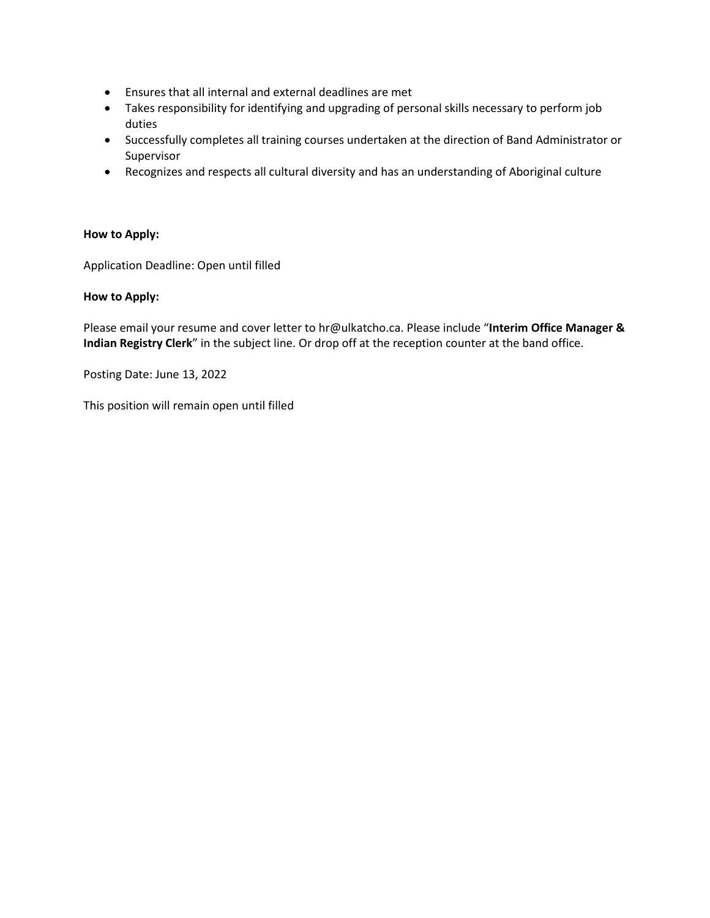- Ensures that all internal and external deadlines are met
- Takes responsibility for identifying and upgrading of personal skills necessary to perform job duties
- Successfully completes all training courses undertaken at the direction of Band Administrator or Supervisor
- Recognizes and respects all cultural diversity and has an understanding of Aboriginal culture

**How to Apply:**

Application Deadline: Open until filled

**How to Apply:**

Please email your resume and cover letter to hr@ulkatcho.ca. Please include "**Interim Office Manager & Indian Registry Clerk**" in the subject line. Or drop off at the reception counter at the band office.

Posting Date: June 13, 2022

This position will remain open until filled